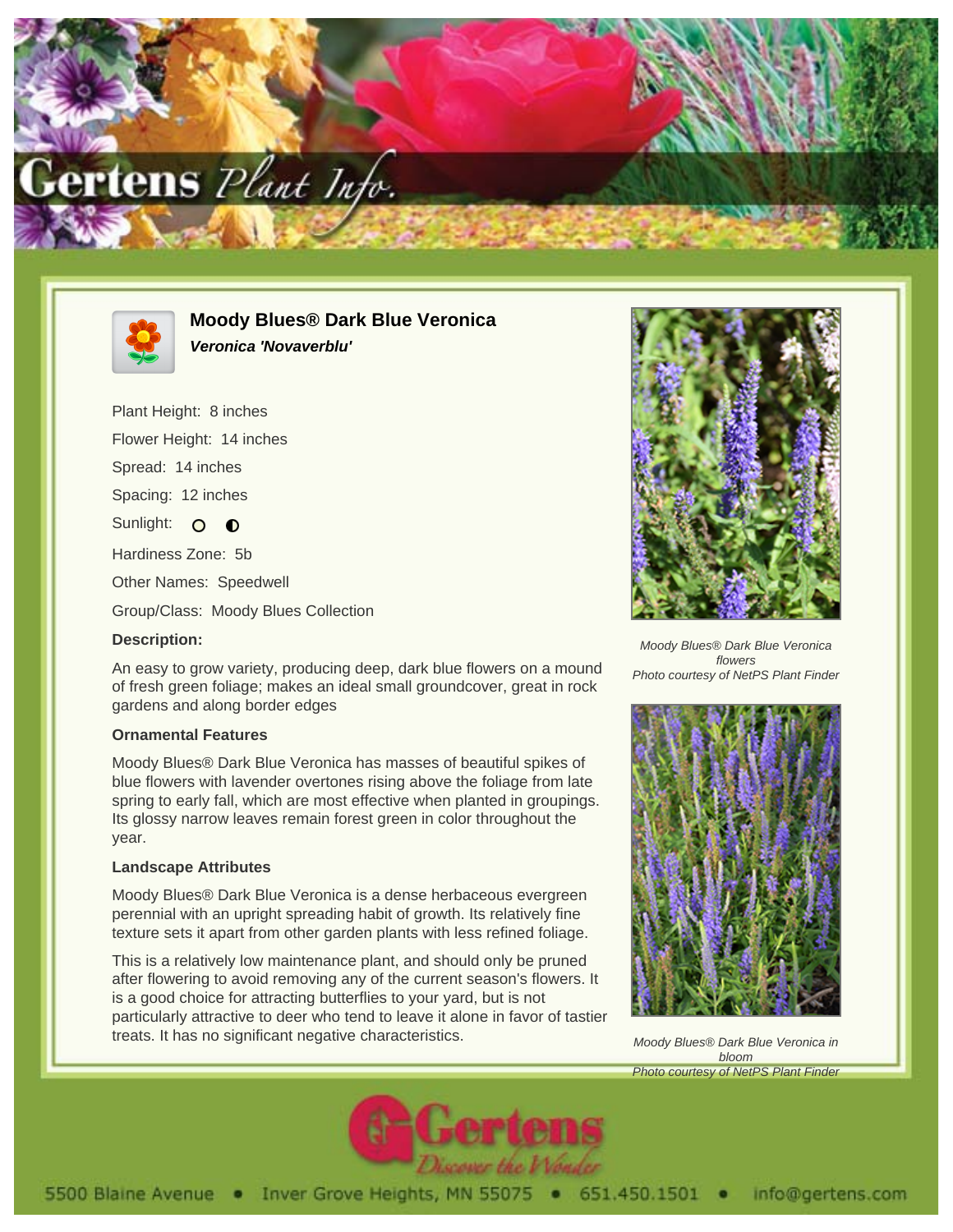# Moody Blues® Dark Blue Veronica

***Veronica 'Novaverblu'***

Plant Height: 8 inches

Flower Height: 14 inches

Spread: 14 inches

Spacing: 12 inches

Sunlight:

Hardiness Zone: 5b

Other Names: Speedwell

Group/Class: Moody Blues Collection

### Description:

An easy to grow variety, producing deep, dark blue flowers on a mound of fresh green foliage; makes an ideal small groundcover, great in rock gardens and along border edges

### Ornamental Features

Moody Blues® Dark Blue Veronica has masses of beautiful spikes of blue flowers with lavender overtones rising above the foliage from late spring to early fall, which are most effective when planted in groupings. Its glossy narrow leaves remain forest green in color throughout the year.

### Landscape Attributes

Moody Blues® Dark Blue Veronica is a dense herbaceous evergreen perennial with an upright spreading habit of growth. Its relatively fine texture sets it apart from other garden plants with less refined foliage.

This is a relatively low maintenance plant, and should only be pruned after flowering to avoid removing any of the current season's flowers. It is a good choice for attracting butterflies to your yard, but is not particularly attractive to deer who tend to leave it alone in favor of tastier treats. It has no significant negative characteristics.

*Moody Blues® Dark Blue Veronica flowers*
*Photo courtesy of NetPS Plant Finder*

*Moody Blues® Dark Blue Veronica in bloom*
*Photo courtesy of NetPS Plant Finder*

5500 Blaine Avenue • Inver Grove Heights, MN 55075 • 651.450.1501 • info@gertens.com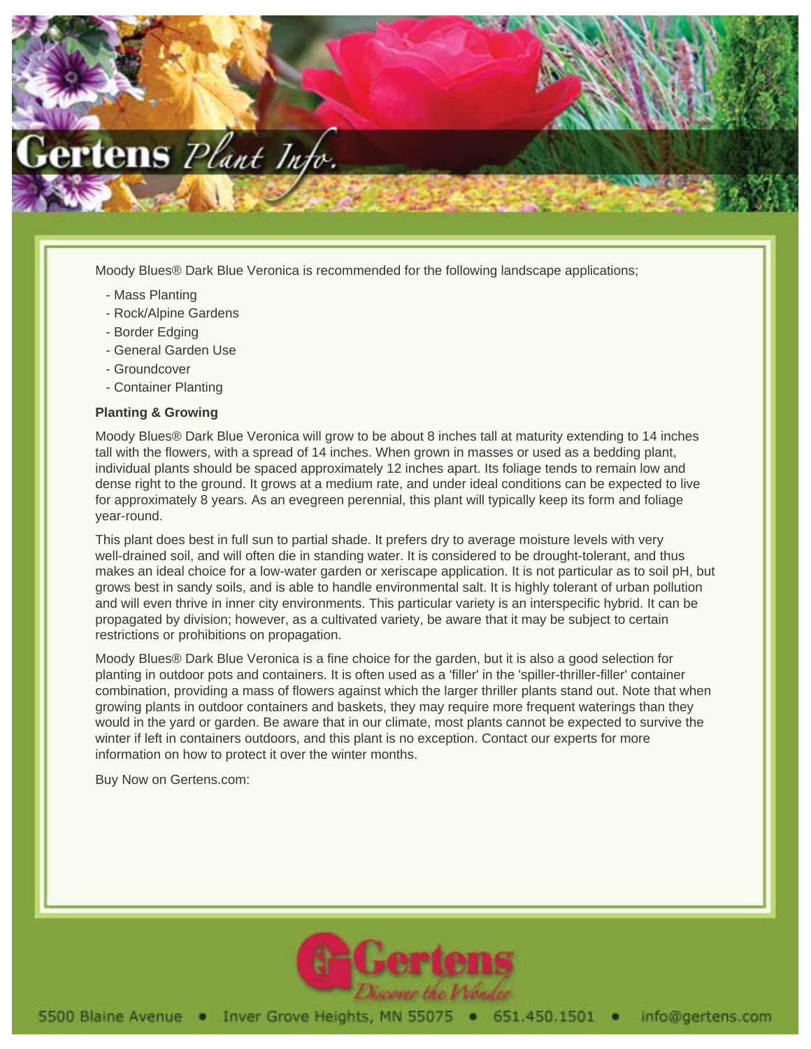Moody Blues® Dark Blue Veronica is recommended for the following landscape applications;

- Mass Planting
- Rock/Alpine Gardens
- Border Edging
- General Garden Use
- Groundcover
- Container Planting

**Planting & Growing**

Moody Blues® Dark Blue Veronica will grow to be about 8 inches tall at maturity extending to 14 inches tall with the flowers, with a spread of 14 inches. When grown in masses or used as a bedding plant, individual plants should be spaced approximately 12 inches apart. Its foliage tends to remain low and dense right to the ground. It grows at a medium rate, and under ideal conditions can be expected to live for approximately 8 years. As an evegreen perennial, this plant will typically keep its form and foliage year-round.

This plant does best in full sun to partial shade. It prefers dry to average moisture levels with very well-drained soil, and will often die in standing water. It is considered to be drought-tolerant, and thus makes an ideal choice for a low-water garden or xeriscape application. It is not particular as to soil pH, but grows best in sandy soils, and is able to handle environmental salt. It is highly tolerant of urban pollution and will even thrive in inner city environments. This particular variety is an interspecific hybrid. It can be propagated by division; however, as a cultivated variety, be aware that it may be subject to certain restrictions or prohibitions on propagation.

Moody Blues® Dark Blue Veronica is a fine choice for the garden, but it is also a good selection for planting in outdoor pots and containers. It is often used as a 'filler' in the 'spiller-thriller-filler' container combination, providing a mass of flowers against which the larger thriller plants stand out. Note that when growing plants in outdoor containers and baskets, they may require more frequent waterings than they would in the yard or garden. Be aware that in our climate, most plants cannot be expected to survive the winter if left in containers outdoors, and this plant is no exception. Contact our experts for more information on how to protect it over the winter months.

Buy Now on Gertens.com:

Gertens
Discover the Wonder

5500 Blaine Avenue • Inver Grove Heights, MN 55075 • 651.450.1501 • info@gertens.com